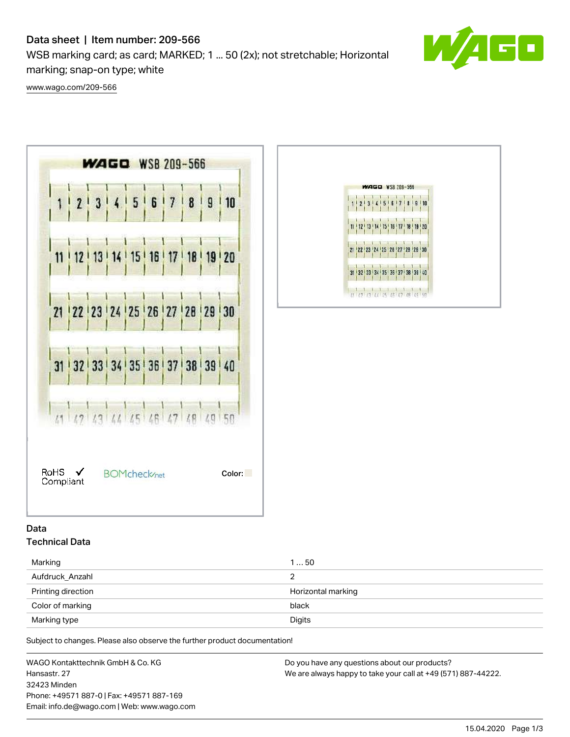# Data sheet | Item number: 209-566

WSB marking card; as card; MARKED; 1 ... 50 (2x); not stretchable; Horizontal marking; snap-on type; white

www.wago.com/209-566

RoHS Compliant

BOMcheck.net

Color:

## Data

### Technical Data

| | |
|---|---|
| Marking | 1 ... 50 |
| Aufdruck_Anzahl | 2 |
| Printing direction | Horizontal marking |
| Color of marking | black |
| Marking type | Digits |

Subject to changes. Please also observe the further product documentation!

WAGO Kontakttechnik GmbH & Co. KG
Hansastr. 27
32423 Minden
Phone: +49571 887-0 | Fax: +49571 887-169
Email: info.de@wago.com | Web: www.wago.com

Do you have any questions about our products?
We are always happy to take your call at +49 (571) 887-44222.

15.04.2020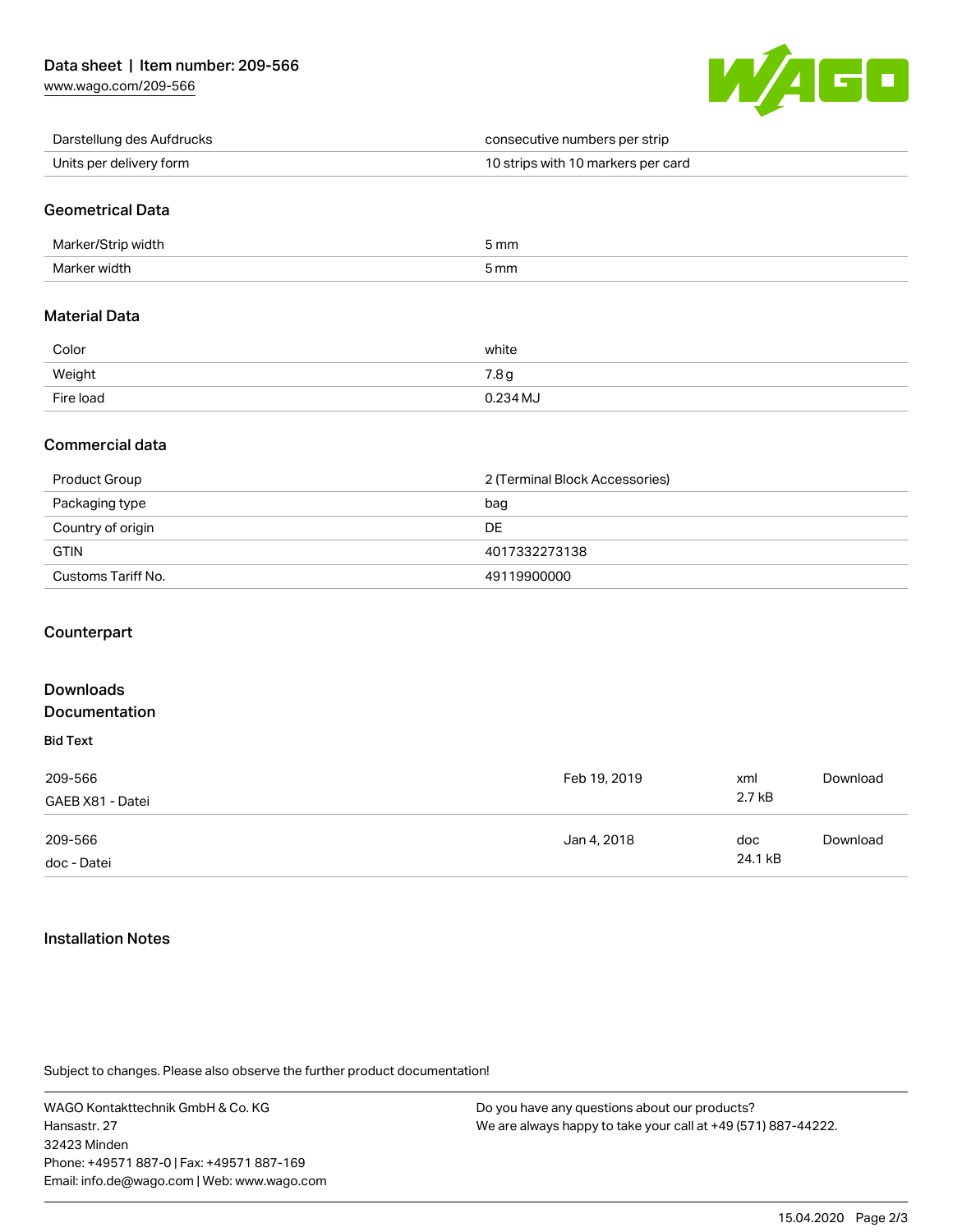| | |
|---|---|
| Darstellung des Aufdrucks | consecutive numbers per strip |
| Units per delivery form | 10 strips with 10 markers per card |

## Geometrical Data

| | |
|---|---|
| Marker/Strip width | 5 mm |
| Marker width | 5 mm |

## Material Data

| | |
|---|---|
| Color | white |
| Weight | 7.8 g |
| Fire load | 0.234 MJ |

## Commercial data

| | |
|---|---|
| Product Group | 2 (Terminal Block Accessories) |
| Packaging type | bag |
| Country of origin | DE |
| GTIN | 4017332273138 |
| Customs Tariff No. | 49119900000 |

## Counterpart

## Downloads

## Documentation

**Bid Text**

| | | | |
|---|---|---|---|
| 209-566<br>GAEB X81 - Datei | Feb 19, 2019 | xml<br>2.7 kB | Download |
| 209-566<br>doc - Datei | Jan 4, 2018 | doc<br>24.1 kB | Download |

## Installation Notes

Subject to changes. Please also observe the further product documentation!

WAGO Kontakttechnik GmbH & Co. KG
Hansastr. 27
32423 Minden
Phone: +49571 887-0 | Fax: +49571 887-169
Email: info.de@wago.com | Web: www.wago.com

Do you have any questions about our products?
We are always happy to take your call at +49 (571) 887-44222.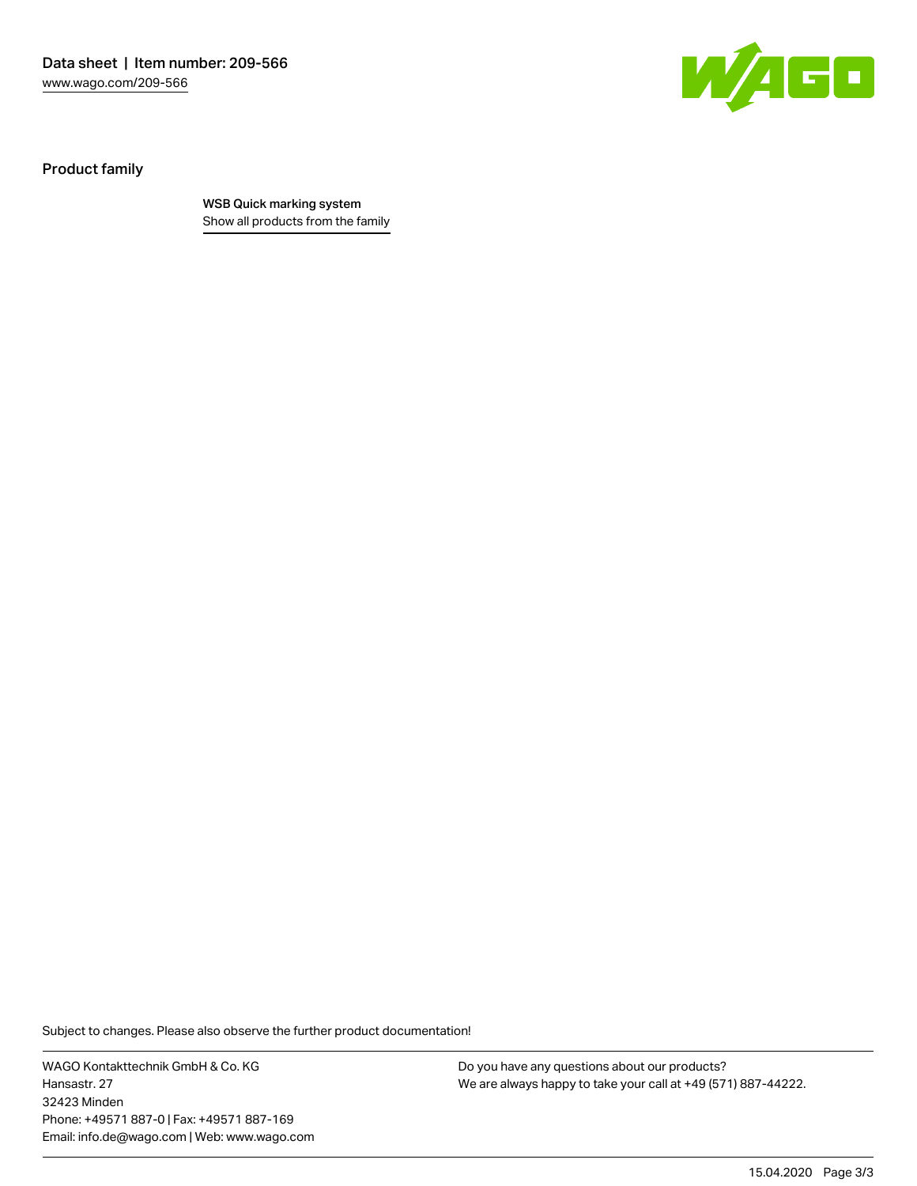## Product family

WSB Quick marking system
Show all products from the family

Subject to changes. Please also observe the further product documentation!

WAGO Kontakttechnik GmbH & Co. KG
Hansastr. 27
32423 Minden
Phone: +49571 887-0 | Fax: +49571 887-169
Email: info.de@wago.com | Web: www.wago.com

Do you have any questions about our products?
We are always happy to take your call at +49 (571) 887-44222.